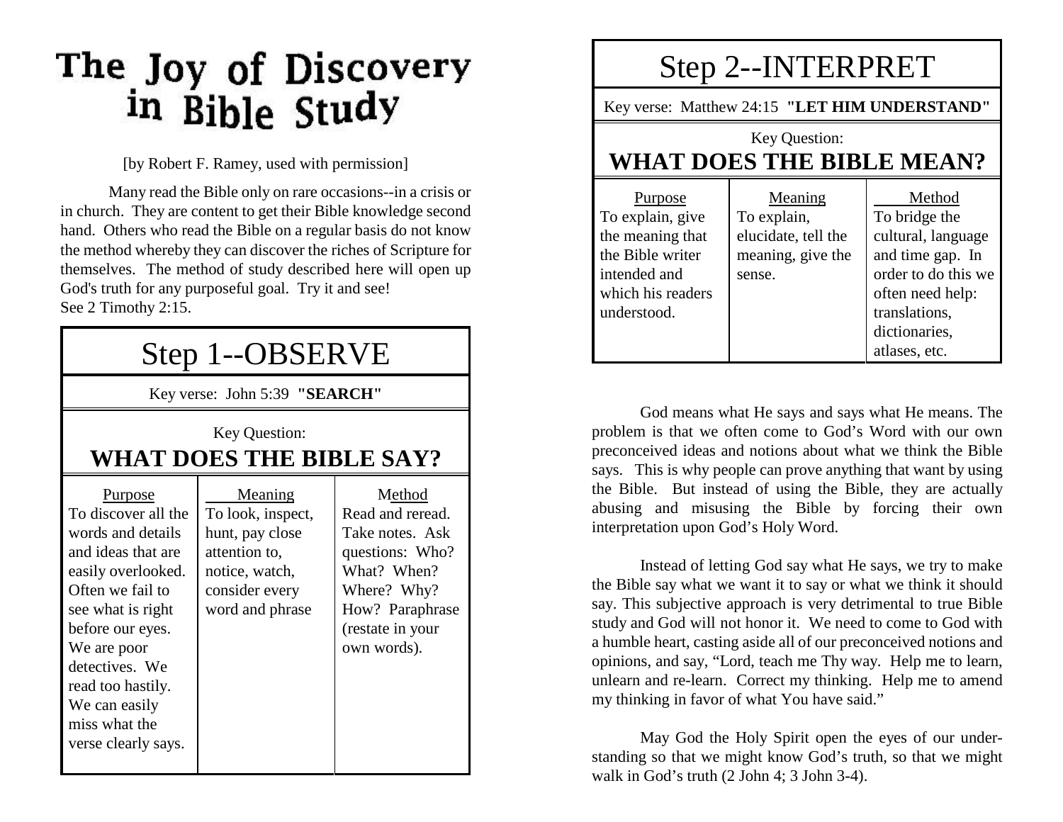# The Joy of Discovery in Bible Study

[by Robert F. Ramey, used with permission]

Many read the Bible only on rare occasions--in a crisis or in church. They are content to get their Bible knowledge second hand. Others who read the Bible on a regular basis do not know the method whereby they can discover the riches of Scripture for themselves. The method of study described here will open up God's truth for any purposeful goal. Try it and see! See 2 Timothy 2:15.

## Step 1--OBSERVE

Key verse: John 5:39 **"SEARCH"**

Key Question:

**WHAT DOES THE BIBLE SAY?**

| Purpose | Meaning | Method |
|---|---|---|
| To discover all the words and details and ideas that are easily overlooked. Often we fail to see what is right before our eyes. We are poor detectives. We read too hastily. We can easily miss what the verse clearly says. | To look, inspect, hunt, pay close attention to, notice, watch, consider every word and phrase | Read and reread. Take notes. Ask questions: Who? What? When? Where? Why? How? Paraphrase (restate in your own words). |

## Step 2--INTERPRET

Key verse: Matthew 24:15 **"LET HIM UNDERSTAND"**

Key Question:

**WHAT DOES THE BIBLE MEAN?**

| Purpose | Meaning | Method |
|---|---|---|
| To explain, give the meaning that the Bible writer intended and which his readers understood. | To explain, elucidate, tell the meaning, give the sense. | To bridge the cultural, language and time gap. In order to do this we often need help: translations, dictionaries, atlases, etc. |

God means what He says and says what He means. The problem is that we often come to God's Word with our own preconceived ideas and notions about what we think the Bible says. This is why people can prove anything that want by using the Bible. But instead of using the Bible, they are actually abusing and misusing the Bible by forcing their own interpretation upon God's Holy Word.

Instead of letting God say what He says, we try to make the Bible say what we want it to say or what we think it should say. This subjective approach is very detrimental to true Bible study and God will not honor it. We need to come to God with a humble heart, casting aside all of our preconceived notions and opinions, and say, "Lord, teach me Thy way. Help me to learn, unlearn and re-learn. Correct my thinking. Help me to amend my thinking in favor of what You have said."

May God the Holy Spirit open the eyes of our understanding so that we might know God's truth, so that we might walk in God's truth (2 John 4; 3 John 3-4).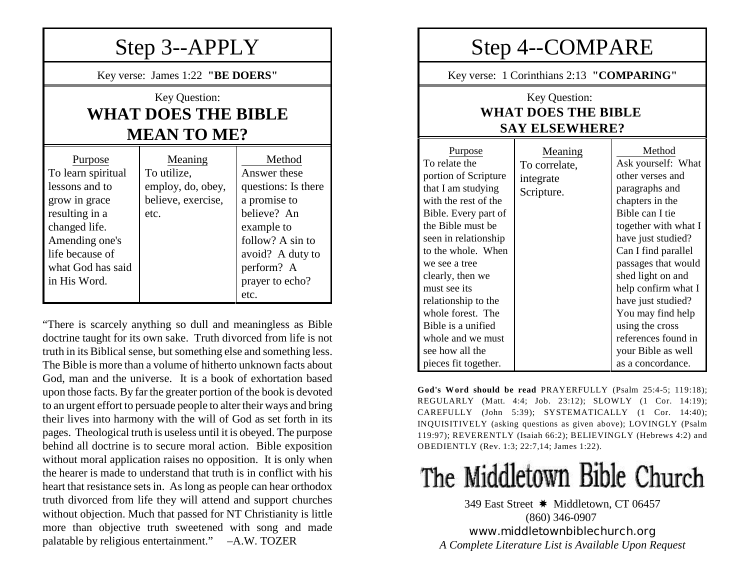# Step 3--APPLY

Key verse: James 1:22 **"BE DOERS"**

Key Question:
## WHAT DOES THE BIBLE MEAN TO ME?

| Purpose | Meaning | Method |
|---|---|---|
| To learn spiritual lessons and to grow in grace resulting in a changed life. Amending one's life because of what God has said in His Word. | To utilize, employ, do, obey, believe, exercise, etc. | Answer these questions: Is there a promise to believe? An example to follow? A sin to avoid? A duty to perform? A prayer to echo? etc. |

"There is scarcely anything so dull and meaningless as Bible doctrine taught for its own sake. Truth divorced from life is not truth in its Biblical sense, but something else and something less. The Bible is more than a volume of hitherto unknown facts about God, man and the universe. It is a book of exhortation based upon those facts. By far the greater portion of the book is devoted to an urgent effort to persuade people to alter their ways and bring their lives into harmony with the will of God as set forth in its pages. Theological truth is useless until it is obeyed. The purpose behind all doctrine is to secure moral action. Bible exposition without moral application raises no opposition. It is only when the hearer is made to understand that truth is in conflict with his heart that resistance sets in. As long as people can hear orthodox truth divorced from life they will attend and support churches without objection. Much that passed for NT Christianity is little more than objective truth sweetened with song and made palatable by religious entertainment." –A.W. TOZER

# Step 4--COMPARE

Key verse: 1 Corinthians 2:13 **"COMPARING"**

Key Question:
## WHAT DOES THE BIBLE SAY ELSEWHERE?

| Purpose | Meaning | Method |
|---|---|---|
| To relate the portion of Scripture that I am studying with the rest of the Bible. Every part of the Bible must be seen in relationship to the whole. When we see a tree clearly, then we must see its relationship to the whole forest. The Bible is a unified whole and we must see how all the pieces fit together. | To correlate, integrate Scripture. | Ask yourself: What other verses and paragraphs and chapters in the Bible can I tie together with what I have just studied? Can I find parallel passages that would shed light on and help confirm what I have just studied? You may find help using the cross references found in your Bible as well as a concordance. |

**God's Word should be read** PRAYERFULLY (Psalm 25:4-5; 119:18); REGULARLY (Matt. 4:4; Job. 23:12); SLOWLY (1 Cor. 14:19); CAREFULLY (John 5:39); SYSTEMATICALLY (1 Cor. 14:40); INQUISITIVELY (asking questions as given above); LOVINGLY (Psalm 119:97); REVERENTLY (Isaiah 66:2); BELIEVINGLY (Hebrews 4:2) and OBEDIENTLY (Rev. 1:3; 22:7,14; James 1:22).

**The Middletown Bible Church**

349 East Street ✷ Middletown, CT 06457
(860) 346-0907
www.middletownbiblechurch.org
*A Complete Literature List is Available Upon Request*